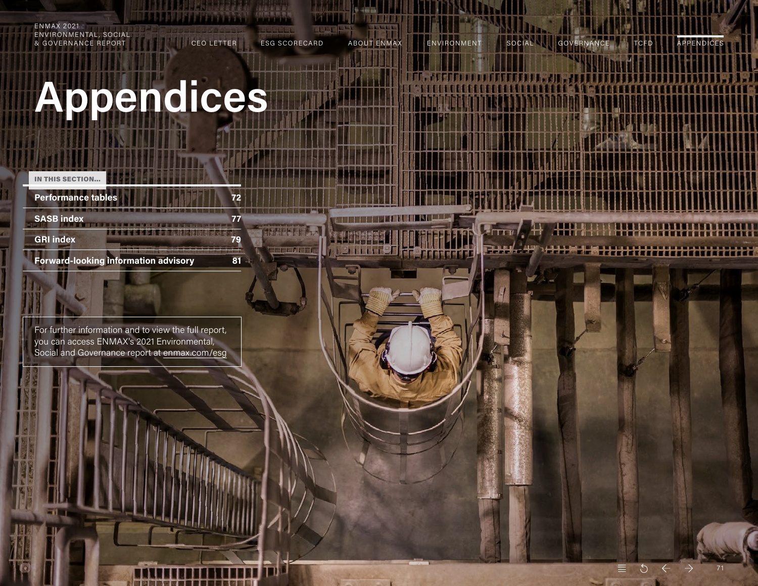# Appendices

**IN THIS SECTION...**

| | |
|---|---|
| **Performance tables** | **72** |
| **SASB index** | **77** |
| **GRI index** | **79** |
| **Forward-looking information advisory** | **81** |

For further information and to view the full report, you can access ENMAX's 2021 Environmental, Social and Governance report at enmax.com/esg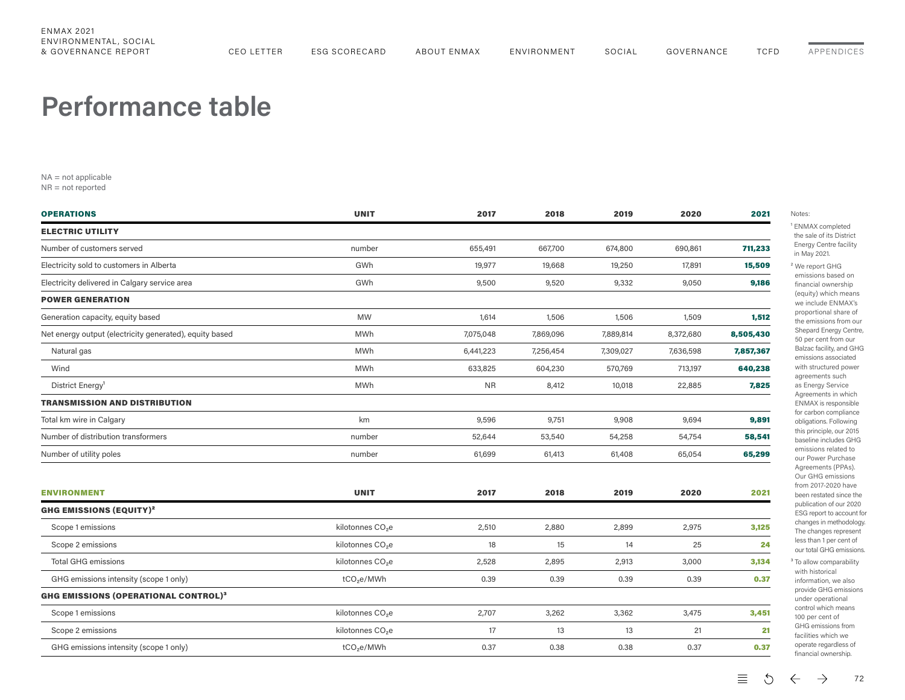# Performance table

NA = not applicable
NR = not reported

| OPERATIONS | UNIT | 2017 | 2018 | 2019 | 2020 | 2021 |
|---|---|---|---|---|---|---|
| **ELECTRIC UTILITY** | | | | | | |
| Number of customers served | number | 655,491 | 667,700 | 674,800 | 690,861 | **711,233** |
| Electricity sold to customers in Alberta | GWh | 19,977 | 19,668 | 19,250 | 17,891 | **15,509** |
| Electricity delivered in Calgary service area | GWh | 9,500 | 9,520 | 9,332 | 9,050 | **9,186** |
| **POWER GENERATION** | | | | | | |
| Generation capacity, equity based | MW | 1,614 | 1,506 | 1,506 | 1,509 | **1,512** |
| Net energy output (electricity generated), equity based | MWh | 7,075,048 | 7,869,096 | 7,889,814 | 8,372,680 | **8,505,430** |
| Natural gas | MWh | 6,441,223 | 7,256,454 | 7,309,027 | 7,636,598 | **7,857,367** |
| Wind | MWh | 633,825 | 604,230 | 570,769 | 713,197 | **640,238** |
| District Energy[1] | MWh | NR | 8,412 | 10,018 | 22,885 | **7,825** |
| **TRANSMISSION AND DISTRIBUTION** | | | | | | |
| Total km wire in Calgary | km | 9,596 | 9,751 | 9,908 | 9,694 | **9,891** |
| Number of distribution transformers | number | 52,644 | 53,540 | 54,258 | 54,754 | **58,541** |
| Number of utility poles | number | 61,699 | 61,413 | 61,408 | 65,054 | **65,299** |

| ENVIRONMENT | UNIT | 2017 | 2018 | 2019 | 2020 | 2021 |
|---|---|---|---|---|---|---|
| **GHG EMISSIONS (EQUITY)[2]** | | | | | | |
| Scope 1 emissions | kilotonnes $CO_2e$ | 2,510 | 2,880 | 2,899 | 2,975 | **3,125** |
| Scope 2 emissions | kilotonnes $CO_2e$ | 18 | 15 | 14 | 25 | **24** |
| Total GHG emissions | kilotonnes $CO_2e$ | 2,528 | 2,895 | 2,913 | 3,000 | **3,134** |
| GHG emissions intensity (scope 1 only) | $tCO_2e$/MWh | 0.39 | 0.39 | 0.39 | 0.39 | **0.37** |
| **GHG EMISSIONS (OPERATIONAL CONTROL)[3]** | | | | | | |
| Scope 1 emissions | kilotonnes $CO_2e$ | 2,707 | 3,262 | 3,362 | 3,475 | **3,451** |
| Scope 2 emissions | kilotonnes $CO_2e$ | 17 | 13 | 13 | 21 | **21** |
| GHG emissions intensity (scope 1 only) | $tCO_2e$/MWh | 0.37 | 0.38 | 0.38 | 0.37 | **0.37** |

Notes:

[1] ENMAX completed the sale of its District Energy Centre facility in May 2021.

[2] We report GHG emissions based on financial ownership (equity) which means we include ENMAX's proportional share of the emissions from our Shepard Energy Centre, 50 per cent from our Balzac facility, and GHG emissions associated with structured power agreements such as Energy Service Agreements in which ENMAX is responsible for carbon compliance obligations. Following this principle, our 2015 baseline includes GHG emissions related to our Power Purchase Agreements (PPAs). Our GHG emissions from 2017-2020 have been restated since the publication of our 2020 ESG report to account for changes in methodology. The changes represent less than 1 per cent of our total GHG emissions.

[3] To allow comparability with historical information, we also provide GHG emissions under operational control which means 100 per cent of GHG emissions from facilities which we operate regardless of financial ownership.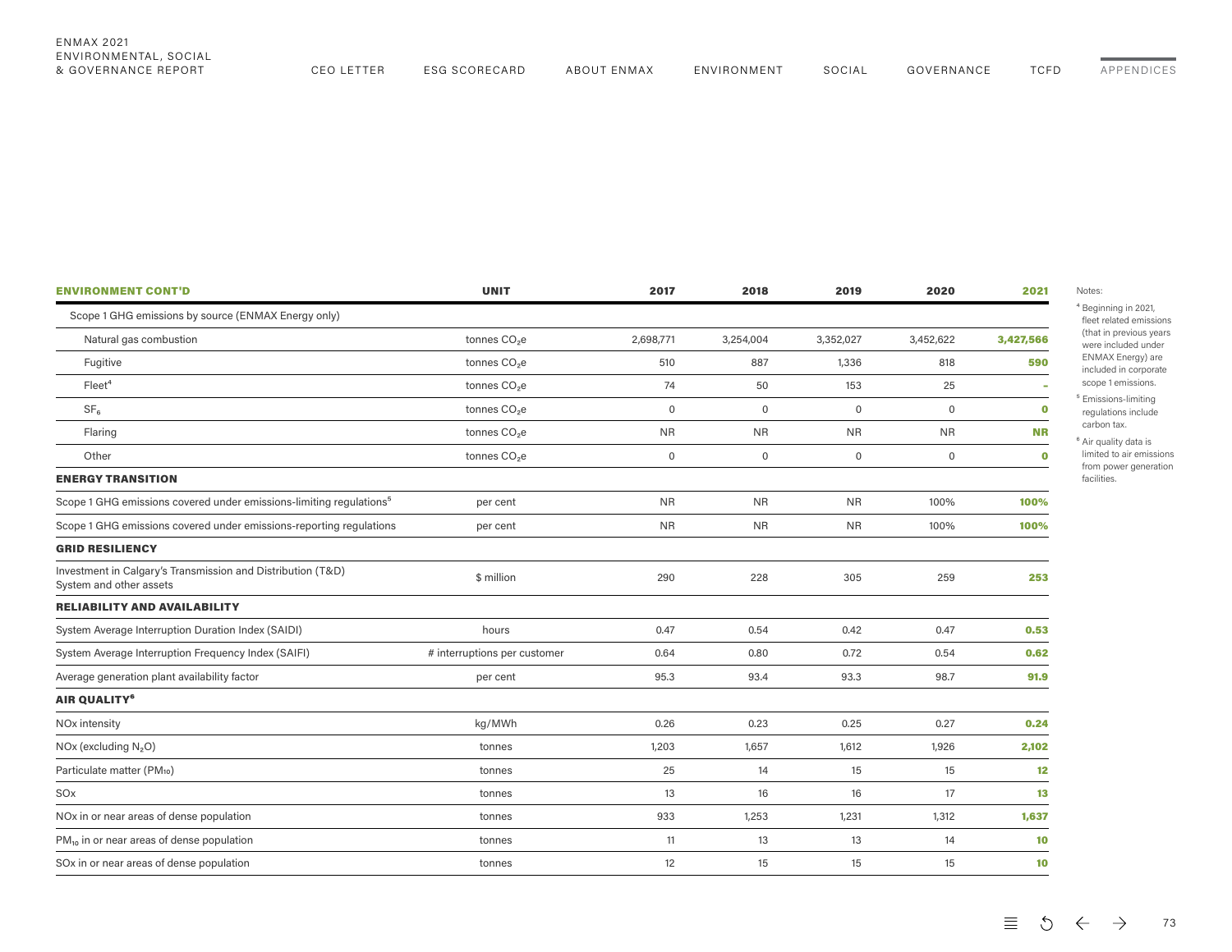| ENVIRONMENT CONT'D | UNIT | 2017 | 2018 | 2019 | 2020 | 2021 |
|---|---|---|---|---|---|---|
| Scope 1 GHG emissions by source (ENMAX Energy only) | | | | | | |
| Natural gas combustion | tonnes $CO_2e$ | 2,698,771 | 3,254,004 | 3,352,027 | 3,452,622 | **3,427,566** |
| Fugitive | tonnes $CO_2e$ | 510 | 887 | 1,336 | 818 | **590** |
| Fleet[4] | tonnes $CO_2e$ | 74 | 50 | 153 | 25 | **-** |
| $SF_6$ | tonnes $CO_2e$ | 0 | 0 | 0 | 0 | **0** |
| Flaring | tonnes $CO_2e$ | NR | NR | NR | NR | **NR** |
| Other | tonnes $CO_2e$ | 0 | 0 | 0 | 0 | **0** |
| **ENERGY TRANSITION** | | | | | | |
| Scope 1 GHG emissions covered under emissions-limiting regulations[5] | per cent | NR | NR | NR | 100% | **100%** |
| Scope 1 GHG emissions covered under emissions-reporting regulations | per cent | NR | NR | NR | 100% | **100%** |
| **GRID RESILIENCY** | | | | | | |
| Investment in Calgary's Transmission and Distribution (T&D) System and other assets | $ million | 290 | 228 | 305 | 259 | **253** |
| **RELIABILITY AND AVAILABILITY** | | | | | | |
| System Average Interruption Duration Index (SAIDI) | hours | 0.47 | 0.54 | 0.42 | 0.47 | **0.53** |
| System Average Interruption Frequency Index (SAIFI) | # interruptions per customer | 0.64 | 0.80 | 0.72 | 0.54 | **0.62** |
| Average generation plant availability factor | per cent | 95.3 | 93.4 | 93.3 | 98.7 | **91.9** |
| **AIR QUALITY[6]** | | | | | | |
| NOx intensity | kg/MWh | 0.26 | 0.23 | 0.25 | 0.27 | **0.24** |
| NOx (excluding $N_2O$) | tonnes | 1,203 | 1,657 | 1,612 | 1,926 | **2,102** |
| Particulate matter ($PM_{10}$) | tonnes | 25 | 14 | 15 | 15 | **12** |
| SOx | tonnes | 13 | 16 | 16 | 17 | **13** |
| NOx in or near areas of dense population | tonnes | 933 | 1,253 | 1,231 | 1,312 | **1,637** |
| $PM_{10}$ in or near areas of dense population | tonnes | 11 | 13 | 13 | 14 | **10** |
| SOx in or near areas of dense population | tonnes | 12 | 15 | 15 | 15 | **10** |

Notes:

[4] Beginning in 2021, fleet related emissions (that in previous years were included under ENMAX Energy) are included in corporate scope 1 emissions.

[5] Emissions-limiting regulations include carbon tax.

[6] Air quality data is limited to air emissions from power generation facilities.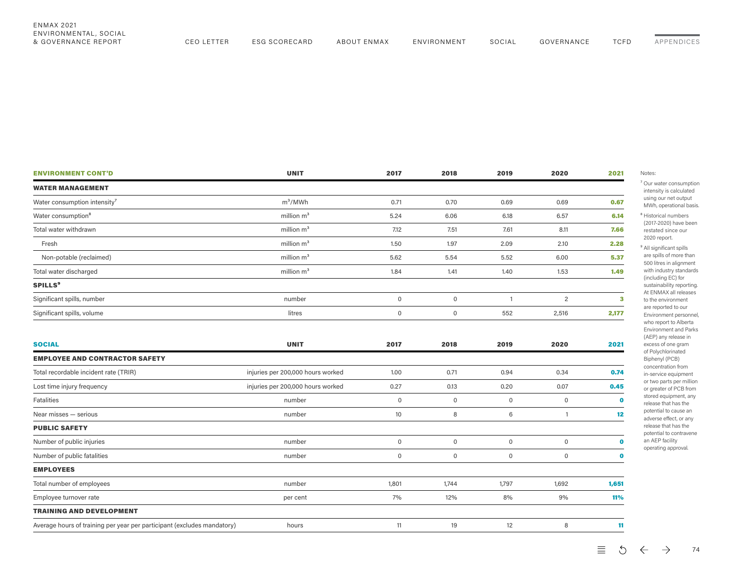| ENVIRONMENT CONT'D | UNIT | 2017 | 2018 | 2019 | 2020 | 2021 |
|---|---|---|---|---|---|---|
| **WATER MANAGEMENT** | | | | | | |
| Water consumption intensity[7] | $m^3$/MWh | 0.71 | 0.70 | 0.69 | 0.69 | **0.67** |
| Water consumption[8] | million $m^3$ | 5.24 | 6.06 | 6.18 | 6.57 | **6.14** |
| Total water withdrawn | million $m^3$ | 7.12 | 7.51 | 7.61 | 8.11 | **7.66** |
| Fresh | million $m^3$ | 1.50 | 1.97 | 2.09 | 2.10 | **2.28** |
| Non-potable (reclaimed) | million $m^3$ | 5.62 | 5.54 | 5.52 | 6.00 | **5.37** |
| Total water discharged | million $m^3$ | 1.84 | 1.41 | 1.40 | 1.53 | **1.49** |
| **SPILLS[9]** | | | | | | |
| Significant spills, number | number | 0 | 0 | 1 | 2 | **3** |
| Significant spills, volume | litres | 0 | 0 | 552 | 2,516 | **2,177** |

| SOCIAL | UNIT | 2017 | 2018 | 2019 | 2020 | 2021 |
|---|---|---|---|---|---|---|
| **EMPLOYEE AND CONTRACTOR SAFETY** | | | | | | |
| Total recordable incident rate (TRIR) | injuries per 200,000 hours worked | 1.00 | 0.71 | 0.94 | 0.34 | **0.74** |
| Lost time injury frequency | injuries per 200,000 hours worked | 0.27 | 0.13 | 0.20 | 0.07 | **0.45** |
| Fatalities | number | 0 | 0 | 0 | 0 | **0** |
| Near misses — serious | number | 10 | 8 | 6 | 1 | **12** |
| **PUBLIC SAFETY** | | | | | | |
| Number of public injuries | number | 0 | 0 | 0 | 0 | **0** |
| Number of public fatalities | number | 0 | 0 | 0 | 0 | **0** |
| **EMPLOYEES** | | | | | | |
| Total number of employees | number | 1,801 | 1,744 | 1,797 | 1,692 | **1,651** |
| Employee turnover rate | per cent | 7% | 12% | 8% | 9% | **11%** |
| **TRAINING AND DEVELOPMENT** | | | | | | |
| Average hours of training per year per participant (excludes mandatory) | hours | 11 | 19 | 12 | 8 | **11** |

Notes:

[7] Our water consumption intensity is calculated using our net output MWh, operational basis.

[8] Historical numbers (2017-2020) have been restated since our 2020 report.

[9] All significant spills are spills of more than 500 litres in alignment with industry standards (including EC) for sustainability reporting. At ENMAX all releases to the environment are reported to our Environment personnel, who report to Alberta Environment and Parks (AEP) any release in excess of one gram of Polychlorinated Biphenyl (PCB) concentration from in-service equipment or two parts per million or greater of PCB from stored equipment, any release that has the potential to cause an adverse effect, or any release that has the potential to contravene an AEP facility operating approval.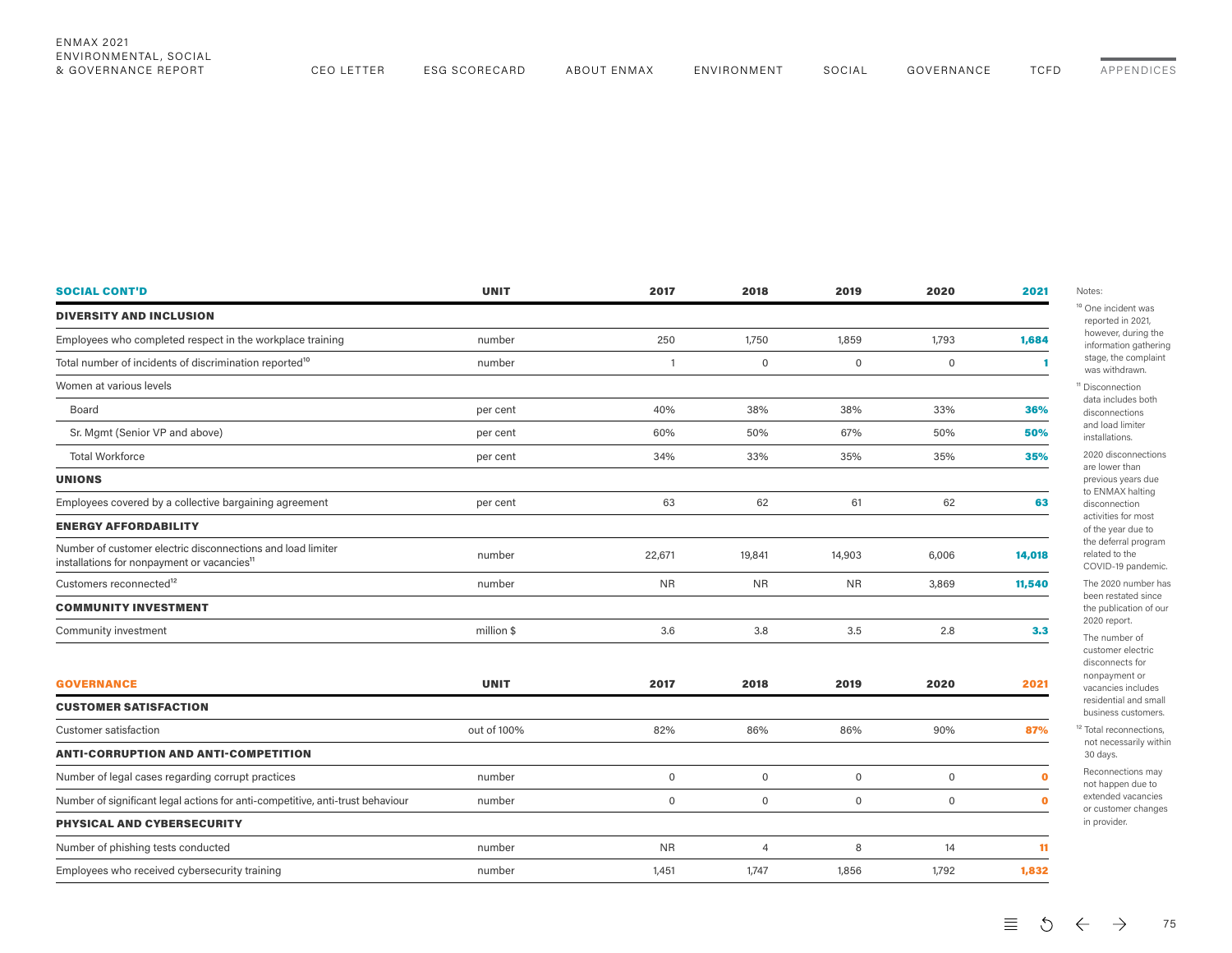| SOCIAL CONT'D | UNIT | 2017 | 2018 | 2019 | 2020 | 2021 |
|---|---|---|---|---|---|---|
| **DIVERSITY AND INCLUSION** | | | | | | |
| Employees who completed respect in the workplace training | number | 250 | 1,750 | 1,859 | 1,793 | **1,684** |
| Total number of incidents of discrimination reported[10] | number | 1 | 0 | 0 | 0 | **1** |
| Women at various levels | | | | | | |
| Board | per cent | 40% | 38% | 38% | 33% | **36%** |
| Sr. Mgmt (Senior VP and above) | per cent | 60% | 50% | 67% | 50% | **50%** |
| Total Workforce | per cent | 34% | 33% | 35% | 35% | **35%** |
| **UNIONS** | | | | | | |
| Employees covered by a collective bargaining agreement | per cent | 63 | 62 | 61 | 62 | **63** |
| **ENERGY AFFORDABILITY** | | | | | | |
| Number of customer electric disconnections and load limiter installations for nonpayment or vacancies[11] | number | 22,671 | 19,841 | 14,903 | 6,006 | **14,018** |
| Customers reconnected[12] | number | NR | NR | NR | 3,869 | **11,540** |
| **COMMUNITY INVESTMENT** | | | | | | |
| Community investment | million $ | 3.6 | 3.8 | 3.5 | 2.8 | **3.3** |

| GOVERNANCE | UNIT | 2017 | 2018 | 2019 | 2020 | 2021 |
|---|---|---|---|---|---|---|
| **CUSTOMER SATISFACTION** | | | | | | |
| Customer satisfaction | out of 100% | 82% | 86% | 86% | 90% | **87%** |
| **ANTI-CORRUPTION AND ANTI-COMPETITION** | | | | | | |
| Number of legal cases regarding corrupt practices | number | 0 | 0 | 0 | 0 | **0** |
| Number of significant legal actions for anti-competitive, anti-trust behaviour | number | 0 | 0 | 0 | 0 | **0** |
| **PHYSICAL AND CYBERSECURITY** | | | | | | |
| Number of phishing tests conducted | number | NR | 4 | 8 | 14 | **11** |
| Employees who received cybersecurity training | number | 1,451 | 1,747 | 1,856 | 1,792 | **1,832** |

Notes:

[10] One incident was reported in 2021, however, during the information gathering stage, the complaint was withdrawn.

[11] Disconnection data includes both disconnections and load limiter installations.

2020 disconnections are lower than previous years due to ENMAX halting disconnection activities for most of the year due to the deferral program related to the COVID-19 pandemic.

The 2020 number has been restated since the publication of our 2020 report.

The number of customer electric disconnects for nonpayment or vacancies includes residential and small business customers.

[12] Total reconnections, not necessarily within 30 days.

Reconnections may not happen due to extended vacancies or customer changes in provider.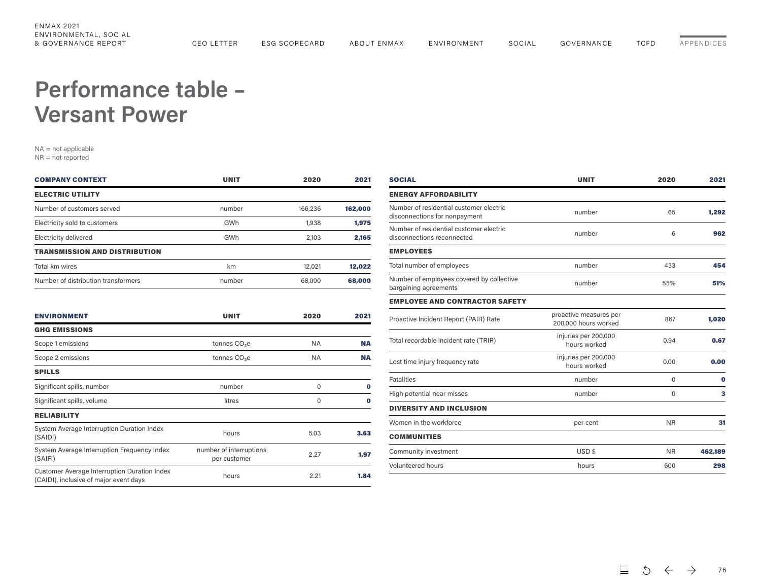# Performance table – Versant Power

NA = not applicable
NR = not reported

| COMPANY CONTEXT | UNIT | 2020 | 2021 |
|---|---|---|---|
| **ELECTRIC UTILITY** | | | |
| Number of customers served | number | 166,236 | **162,000** |
| Electricity sold to customers | GWh | 1,938 | **1,975** |
| Electricity delivered | GWh | 2,103 | **2,165** |
| **TRANSMISSION AND DISTRIBUTION** | | | |
| Total km wires | km | 12,021 | **12,022** |
| Number of distribution transformers | number | 68,000 | **68,000** |

| ENVIRONMENT | UNIT | 2020 | 2021 |
|---|---|---|---|
| **GHG EMISSIONS** | | | |
| Scope 1 emissions | tonnes $CO_2e$ | NA | **NA** |
| Scope 2 emissions | tonnes $CO_2e$ | NA | **NA** |
| **SPILLS** | | | |
| Significant spills, number | number | 0 | **0** |
| Significant spills, volume | litres | 0 | **0** |
| **RELIABILITY** | | | |
| System Average Interruption Duration Index (SAIDI) | hours | 5.03 | **3.63** |
| System Average Interruption Frequency Index (SAIFI) | number of interruptions per customer | 2.27 | **1.97** |
| Customer Average Interruption Duration Index (CAIDI), inclusive of major event days | hours | 2.21 | **1.84** |

| SOCIAL | UNIT | 2020 | 2021 |
|---|---|---|---|
| **ENERGY AFFORDABILITY** | | | |
| Number of residential customer electric disconnections for nonpayment | number | 65 | **1,292** |
| Number of residential customer electric disconnections reconnected | number | 6 | **962** |
| **EMPLOYEES** | | | |
| Total number of employees | number | 433 | **454** |
| Number of employees covered by collective bargaining agreements | number | 55% | **51%** |
| **EMPLOYEE AND CONTRACTOR SAFETY** | | | |
| Proactive Incident Report (PAIR) Rate | proactive measures per 200,000 hours worked | 867 | **1,020** |
| Total recordable incident rate (TRIR) | injuries per 200,000 hours worked | 0.94 | **0.67** |
| Lost time injury frequency rate | injuries per 200,000 hours worked | 0.00 | **0.00** |
| Fatalities | number | 0 | **0** |
| High potential near misses | number | 0 | **3** |
| **DIVERSITY AND INCLUSION** | | | |
| Women in the workforce | per cent | NR | **31** |
| **COMMUNITIES** | | | |
| Community investment | USD $ | NR | **462,189** |
| Volunteered hours | hours | 600 | **298** |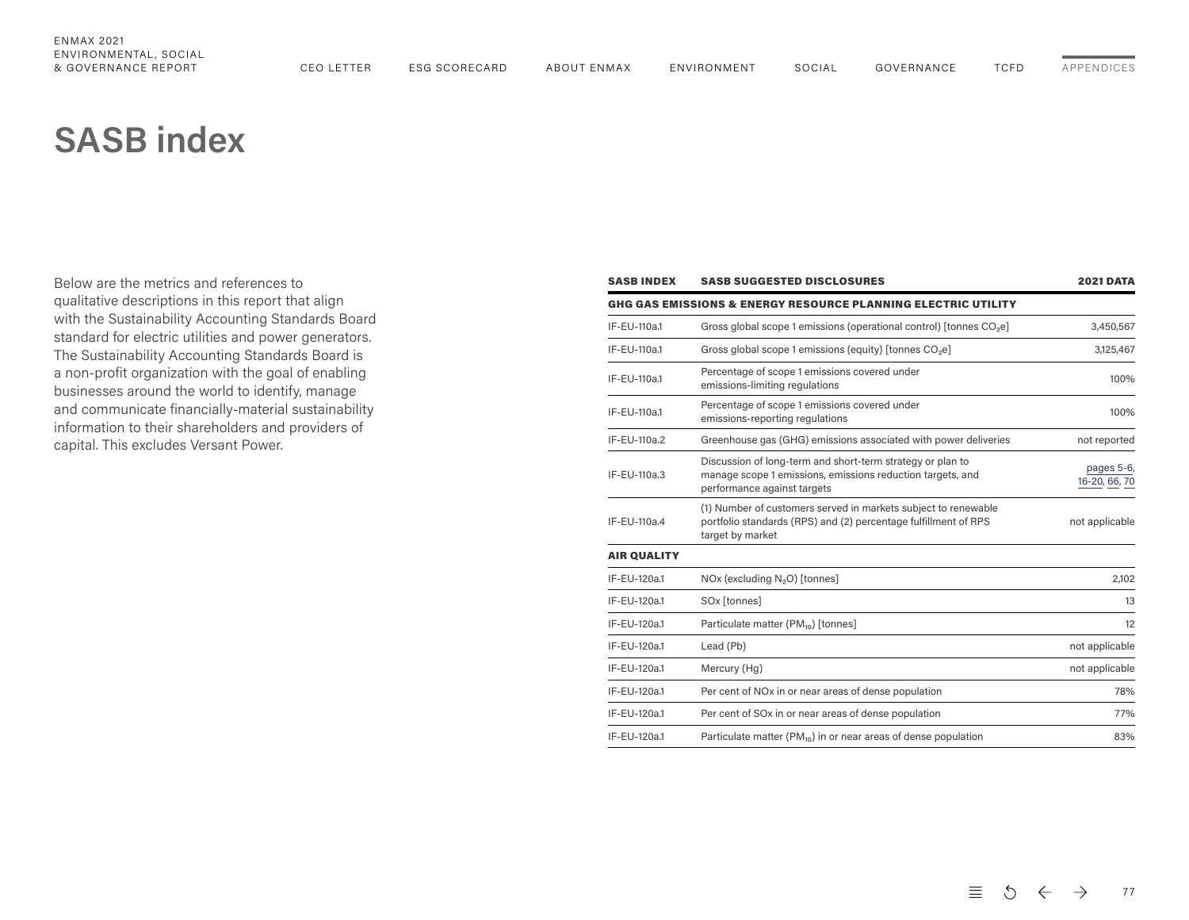# SASB index

Below are the metrics and references to qualitative descriptions in this report that align with the Sustainability Accounting Standards Board standard for electric utilities and power generators. The Sustainability Accounting Standards Board is a non-profit organization with the goal of enabling businesses around the world to identify, manage and communicate financially-material sustainability information to their shareholders and providers of capital. This excludes Versant Power.

| SASB INDEX | SASB SUGGESTED DISCLOSURES | 2021 DATA |
|---|---|---|
| **GHG GAS EMISSIONS & ENERGY RESOURCE PLANNING ELECTRIC UTILITY** | | |
| IF-EU-110a.1 | Gross global scope 1 emissions (operational control) [tonnes $CO_2e$] | 3,450,567 |
| IF-EU-110a.1 | Gross global scope 1 emissions (equity) [tonnes $CO_2e$] | 3,125,467 |
| IF-EU-110a.1 | Percentage of scope 1 emissions covered under emissions-limiting regulations | 100% |
| IF-EU-110a.1 | Percentage of scope 1 emissions covered under emissions-reporting regulations | 100% |
| IF-EU-110a.2 | Greenhouse gas (GHG) emissions associated with power deliveries | not reported |
| IF-EU-110a.3 | Discussion of long-term and short-term strategy or plan to manage scope 1 emissions, emissions reduction targets, and performance against targets | pages 5-6, 16-20, 66, 70 |
| IF-EU-110a.4 | (1) Number of customers served in markets subject to renewable portfolio standards (RPS) and (2) percentage fulfillment of RPS target by market | not applicable |
| **AIR QUALITY** | | |
| IF-EU-120a.1 | NOx (excluding $N_2O$) [tonnes] | 2,102 |
| IF-EU-120a.1 | SOx [tonnes] | 13 |
| IF-EU-120a.1 | Particulate matter ($PM_{10}$) [tonnes] | 12 |
| IF-EU-120a.1 | Lead (Pb) | not applicable |
| IF-EU-120a.1 | Mercury (Hg) | not applicable |
| IF-EU-120a.1 | Per cent of NOx in or near areas of dense population | 78% |
| IF-EU-120a.1 | Per cent of SOx in or near areas of dense population | 77% |
| IF-EU-120a.1 | Particulate matter ($PM_{10}$) in or near areas of dense population | 83% |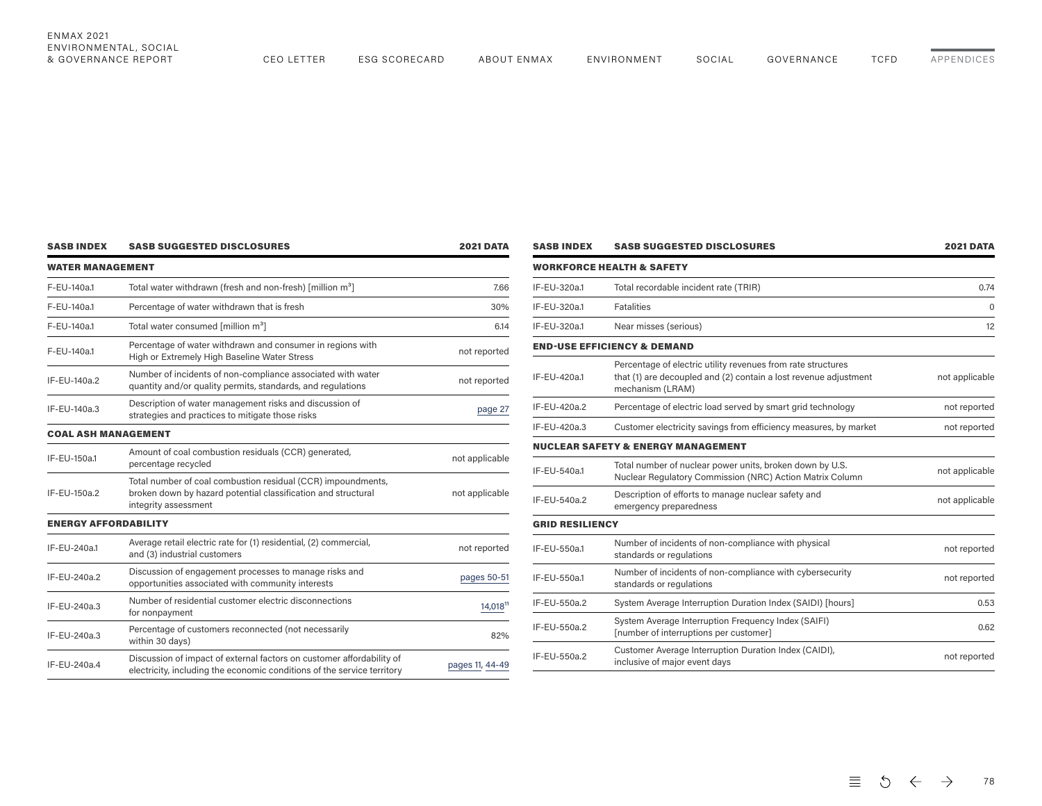| SASB INDEX | SASB SUGGESTED DISCLOSURES | 2021 DATA |
|---|---|---|
| **WATER MANAGEMENT** | | |
| F-EU-140a.1 | Total water withdrawn (fresh and non-fresh) [million $m^3$] | 7.66 |
| F-EU-140a.1 | Percentage of water withdrawn that is fresh | 30% |
| F-EU-140a.1 | Total water consumed [million $m^3$] | 6.14 |
| F-EU-140a.1 | Percentage of water withdrawn and consumer in regions with High or Extremely High Baseline Water Stress | not reported |
| IF-EU-140a.2 | Number of incidents of non-compliance associated with water quantity and/or quality permits, standards, and regulations | not reported |
| IF-EU-140a.3 | Description of water management risks and discussion of strategies and practices to mitigate those risks | page 27 |
| **COAL ASH MANAGEMENT** | | |
| IF-EU-150a.1 | Amount of coal combustion residuals (CCR) generated, percentage recycled | not applicable |
| IF-EU-150a.2 | Total number of coal combustion residual (CCR) impoundments, broken down by hazard potential classification and structural integrity assessment | not applicable |
| **ENERGY AFFORDABILITY** | | |
| IF-EU-240a.1 | Average retail electric rate for (1) residential, (2) commercial, and (3) industrial customers | not reported |
| IF-EU-240a.2 | Discussion of engagement processes to manage risks and opportunities associated with community interests | pages 50-51 |
| IF-EU-240a.3 | Number of residential customer electric disconnections for nonpayment | 14,018[11] |
| IF-EU-240a.3 | Percentage of customers reconnected (not necessarily within 30 days) | 82% |
| IF-EU-240a.4 | Discussion of impact of external factors on customer affordability of electricity, including the economic conditions of the service territory | pages 11, 44-49 |

| SASB INDEX | SASB SUGGESTED DISCLOSURES | 2021 DATA |
|---|---|---|
| **WORKFORCE HEALTH & SAFETY** | | |
| IF-EU-320a.1 | Total recordable incident rate (TRIR) | 0.74 |
| IF-EU-320a.1 | Fatalities | 0 |
| IF-EU-320a.1 | Near misses (serious) | 12 |
| **END-USE EFFICIENCY & DEMAND** | | |
| IF-EU-420a.1 | Percentage of electric utility revenues from rate structures that (1) are decoupled and (2) contain a lost revenue adjustment mechanism (LRAM) | not applicable |
| IF-EU-420a.2 | Percentage of electric load served by smart grid technology | not reported |
| IF-EU-420a.3 | Customer electricity savings from efficiency measures, by market | not reported |
| **NUCLEAR SAFETY & ENERGY MANAGEMENT** | | |
| IF-EU-540a.1 | Total number of nuclear power units, broken down by U.S. Nuclear Regulatory Commission (NRC) Action Matrix Column | not applicable |
| IF-EU-540a.2 | Description of efforts to manage nuclear safety and emergency preparedness | not applicable |
| **GRID RESILIENCY** | | |
| IF-EU-550a.1 | Number of incidents of non-compliance with physical standards or regulations | not reported |
| IF-EU-550a.1 | Number of incidents of non-compliance with cybersecurity standards or regulations | not reported |
| IF-EU-550a.2 | System Average Interruption Duration Index (SAIDI) [hours] | 0.53 |
| IF-EU-550a.2 | System Average Interruption Frequency Index (SAIFI) [number of interruptions per customer] | 0.62 |
| IF-EU-550a.2 | Customer Average Interruption Duration Index (CAIDI), inclusive of major event days | not reported |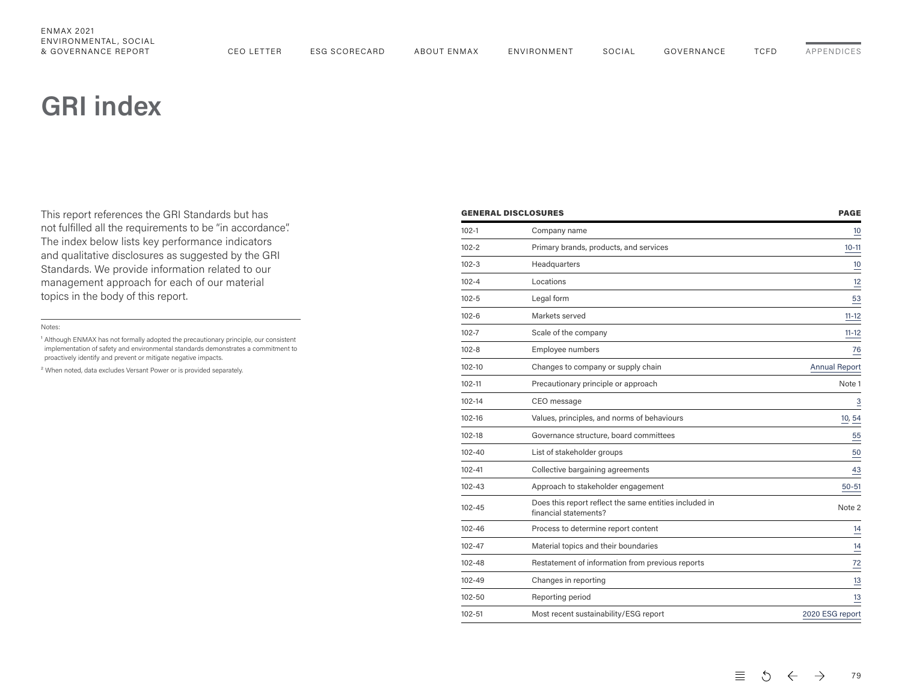# GRI index

This report references the GRI Standards but has not fulfilled all the requirements to be "in accordance". The index below lists key performance indicators and qualitative disclosures as suggested by the GRI Standards. We provide information related to our management approach for each of our material topics in the body of this report.

Notes:

[1] Although ENMAX has not formally adopted the precautionary principle, our consistent implementation of safety and environmental standards demonstrates a commitment to proactively identify and prevent or mitigate negative impacts.

[2] When noted, data excludes Versant Power or is provided separately.

| GENERAL DISCLOSURES | | PAGE |
|---|---|---|
| 102-1 | Company name | 10 |
| 102-2 | Primary brands, products, and services | 10-11 |
| 102-3 | Headquarters | 10 |
| 102-4 | Locations | 12 |
| 102-5 | Legal form | 53 |
| 102-6 | Markets served | 11-12 |
| 102-7 | Scale of the company | 11-12 |
| 102-8 | Employee numbers | 76 |
| 102-10 | Changes to company or supply chain | Annual Report |
| 102-11 | Precautionary principle or approach | Note 1 |
| 102-14 | CEO message | 3 |
| 102-16 | Values, principles, and norms of behaviours | 10, 54 |
| 102-18 | Governance structure, board committees | 55 |
| 102-40 | List of stakeholder groups | 50 |
| 102-41 | Collective bargaining agreements | 43 |
| 102-43 | Approach to stakeholder engagement | 50-51 |
| 102-45 | Does this report reflect the same entities included in financial statements? | Note 2 |
| 102-46 | Process to determine report content | 14 |
| 102-47 | Material topics and their boundaries | 14 |
| 102-48 | Restatement of information from previous reports | 72 |
| 102-49 | Changes in reporting | 13 |
| 102-50 | Reporting period | 13 |
| 102-51 | Most recent sustainability/ESG report | 2020 ESG report |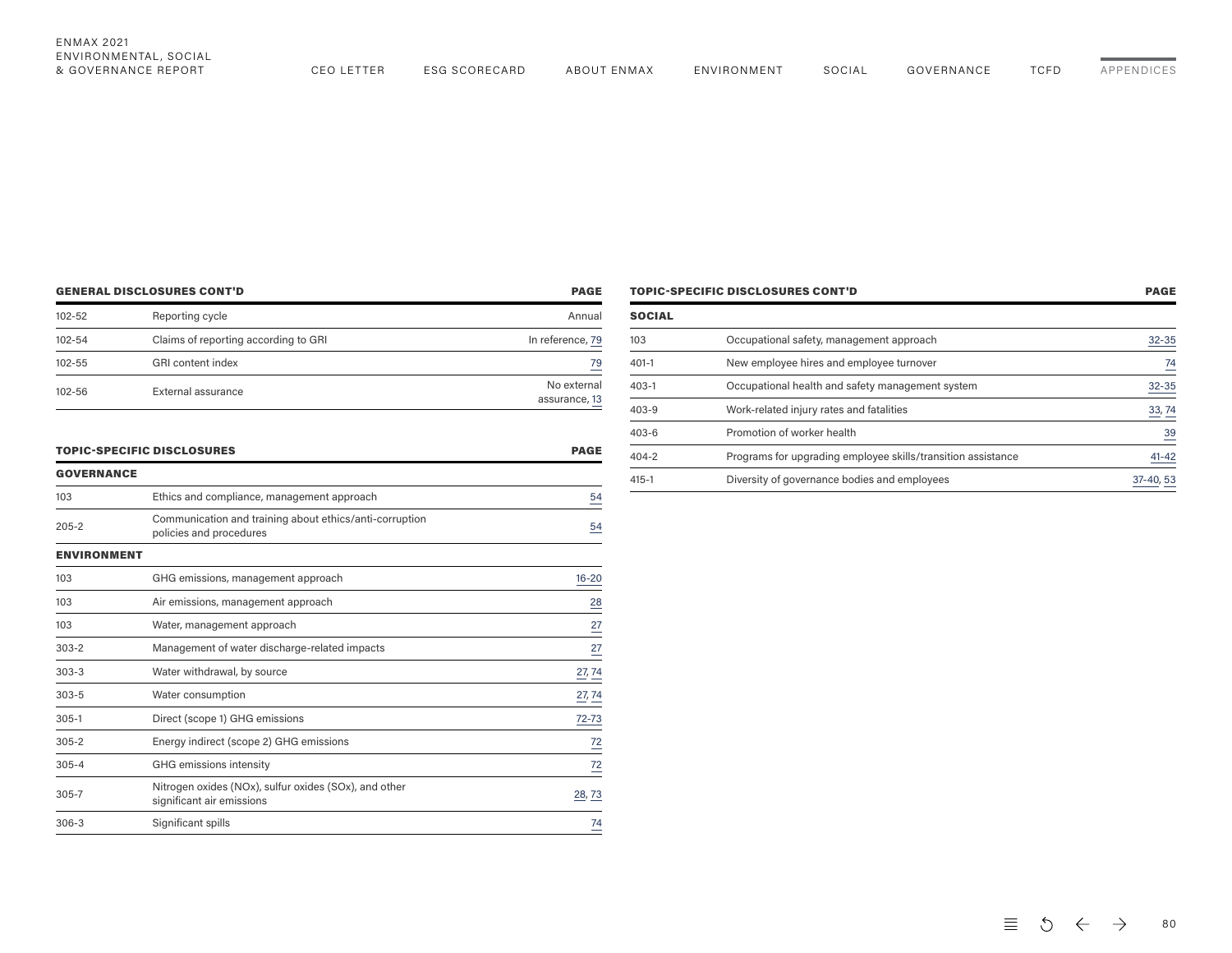| GENERAL DISCLOSURES CONT'D | | PAGE |
|---|---|---|
| 102-52 | Reporting cycle | Annual |
| 102-54 | Claims of reporting according to GRI | In reference, 79 |
| 102-55 | GRI content index | 79 |
| 102-56 | External assurance | No external assurance, 13 |

| TOPIC-SPECIFIC DISCLOSURES | | PAGE |
|---|---|---|
| **GOVERNANCE** | | |
| 103 | Ethics and compliance, management approach | 54 |
| 205-2 | Communication and training about ethics/anti-corruption policies and procedures | 54 |
| **ENVIRONMENT** | | |
| 103 | GHG emissions, management approach | 16-20 |
| 103 | Air emissions, management approach | 28 |
| 103 | Water, management approach | 27 |
| 303-2 | Management of water discharge-related impacts | 27 |
| 303-3 | Water withdrawal, by source | 27, 74 |
| 303-5 | Water consumption | 27, 74 |
| 305-1 | Direct (scope 1) GHG emissions | 72-73 |
| 305-2 | Energy indirect (scope 2) GHG emissions | 72 |
| 305-4 | GHG emissions intensity | 72 |
| 305-7 | Nitrogen oxides (NOx), sulfur oxides (SOx), and other significant air emissions | 28, 73 |
| 306-3 | Significant spills | 74 |

| TOPIC-SPECIFIC DISCLOSURES CONT'D | | PAGE |
|---|---|---|
| **SOCIAL** | | |
| 103 | Occupational safety, management approach | 32-35 |
| 401-1 | New employee hires and employee turnover | 74 |
| 403-1 | Occupational health and safety management system | 32-35 |
| 403-9 | Work-related injury rates and fatalities | 33, 74 |
| 403-6 | Promotion of worker health | 39 |
| 404-2 | Programs for upgrading employee skills/transition assistance | 41-42 |
| 415-1 | Diversity of governance bodies and employees | 37-40, 53 |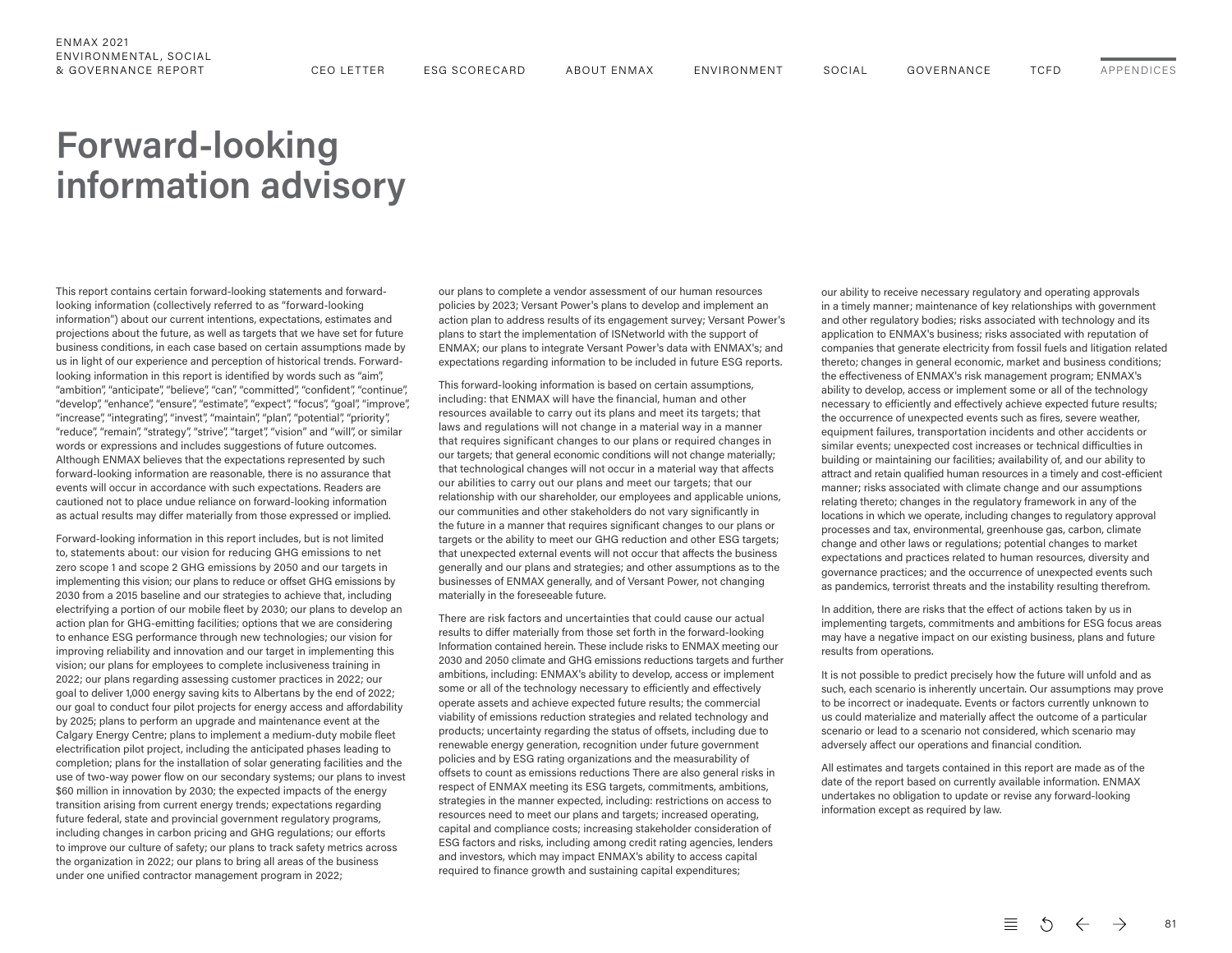# Forward-looking information advisory

This report contains certain forward-looking statements and forward-looking information (collectively referred to as "forward-looking information") about our current intentions, expectations, estimates and projections about the future, as well as targets that we have set for future business conditions, in each case based on certain assumptions made by us in light of our experience and perception of historical trends. Forward-looking information in this report is identified by words such as "aim", "ambition", "anticipate", "believe", "can", "committed", "confident", "continue", "develop", "enhance", "ensure", "estimate", "expect", "focus", "goal", "improve", "increase", "integrating", "invest", "maintain", "plan", "potential", "priority", "reduce", "remain", "strategy", "strive", "target", "vision" and "will", or similar words or expressions and includes suggestions of future outcomes. Although ENMAX believes that the expectations represented by such forward-looking information are reasonable, there is no assurance that events will occur in accordance with such expectations. Readers are cautioned not to place undue reliance on forward-looking information as actual results may differ materially from those expressed or implied.

Forward-looking information in this report includes, but is not limited to, statements about: our vision for reducing GHG emissions to net zero scope 1 and scope 2 GHG emissions by 2050 and our targets in implementing this vision; our plans to reduce or offset GHG emissions by 2030 from a 2015 baseline and our strategies to achieve that, including electrifying a portion of our mobile fleet by 2030; our plans to develop an action plan for GHG-emitting facilities; options that we are considering to enhance ESG performance through new technologies; our vision for improving reliability and innovation and our target in implementing this vision; our plans for employees to complete inclusiveness training in 2022; our plans regarding assessing customer practices in 2022; our goal to deliver 1,000 energy saving kits to Albertans by the end of 2022; our goal to conduct four pilot projects for energy access and affordability by 2025; plans to perform an upgrade and maintenance event at the Calgary Energy Centre; plans to implement a medium-duty mobile fleet electrification pilot project, including the anticipated phases leading to completion; plans for the installation of solar generating facilities and the use of two-way power flow on our secondary systems; our plans to invest $60 million in innovation by 2030; the expected impacts of the energy transition arising from current energy trends; expectations regarding future federal, state and provincial government regulatory programs, including changes in carbon pricing and GHG regulations; our efforts to improve our culture of safety; our plans to track safety metrics across the organization in 2022; our plans to bring all areas of the business under one unified contractor management program in 2022; our plans to complete a vendor assessment of our human resources policies by 2023; Versant Power's plans to develop and implement an action plan to address results of its engagement survey; Versant Power's plans to start the implementation of ISNetworld with the support of ENMAX; our plans to integrate Versant Power's data with ENMAX's; and expectations regarding information to be included in future ESG reports.

This forward-looking information is based on certain assumptions, including: that ENMAX will have the financial, human and other resources available to carry out its plans and meet its targets; that laws and regulations will not change in a material way in a manner that requires significant changes to our plans or required changes in our targets; that general economic conditions will not change materially; that technological changes will not occur in a material way that affects our abilities to carry out our plans and meet our targets; that our relationship with our shareholder, our employees and applicable unions, our communities and other stakeholders do not vary significantly in the future in a manner that requires significant changes to our plans or targets or the ability to meet our GHG reduction and other ESG targets; that unexpected external events will not occur that affects the business generally and our plans and strategies; and other assumptions as to the businesses of ENMAX generally, and of Versant Power, not changing materially in the foreseeable future.

There are risk factors and uncertainties that could cause our actual results to differ materially from those set forth in the forward-looking Information contained herein. These include risks to ENMAX meeting our 2030 and 2050 climate and GHG emissions reductions targets and further ambitions, including: ENMAX's ability to develop, access or implement some or all of the technology necessary to efficiently and effectively operate assets and achieve expected future results; the commercial viability of emissions reduction strategies and related technology and products; uncertainty regarding the status of offsets, including due to renewable energy generation, recognition under future government policies and by ESG rating organizations and the measurability of offsets to count as emissions reductions There are also general risks in respect of ENMAX meeting its ESG targets, commitments, ambitions, strategies in the manner expected, including: restrictions on access to resources need to meet our plans and targets; increased operating, capital and compliance costs; increasing stakeholder consideration of ESG factors and risks, including among credit rating agencies, lenders and investors, which may impact ENMAX's ability to access capital required to finance growth and sustaining capital expenditures; our ability to receive necessary regulatory and operating approvals in a timely manner; maintenance of key relationships with government and other regulatory bodies; risks associated with technology and its application to ENMAX's business; risks associated with reputation of companies that generate electricity from fossil fuels and litigation related thereto; changes in general economic, market and business conditions; the effectiveness of ENMAX's risk management program; ENMAX's ability to develop, access or implement some or all of the technology necessary to efficiently and effectively achieve expected future results; the occurrence of unexpected events such as fires, severe weather, equipment failures, transportation incidents and other accidents or similar events; unexpected cost increases or technical difficulties in building or maintaining our facilities; availability of, and our ability to attract and retain qualified human resources in a timely and cost-efficient manner; risks associated with climate change and our assumptions relating thereto; changes in the regulatory framework in any of the locations in which we operate, including changes to regulatory approval processes and tax, environmental, greenhouse gas, carbon, climate change and other laws or regulations; potential changes to market expectations and practices related to human resources, diversity and governance practices; and the occurrence of unexpected events such as pandemics, terrorist threats and the instability resulting therefrom.

In addition, there are risks that the effect of actions taken by us in implementing targets, commitments and ambitions for ESG focus areas may have a negative impact on our existing business, plans and future results from operations.

It is not possible to predict precisely how the future will unfold and as such, each scenario is inherently uncertain. Our assumptions may prove to be incorrect or inadequate. Events or factors currently unknown to us could materialize and materially affect the outcome of a particular scenario or lead to a scenario not considered, which scenario may adversely affect our operations and financial condition.

All estimates and targets contained in this report are made as of the date of the report based on currently available information. ENMAX undertakes no obligation to update or revise any forward-looking information except as required by law.